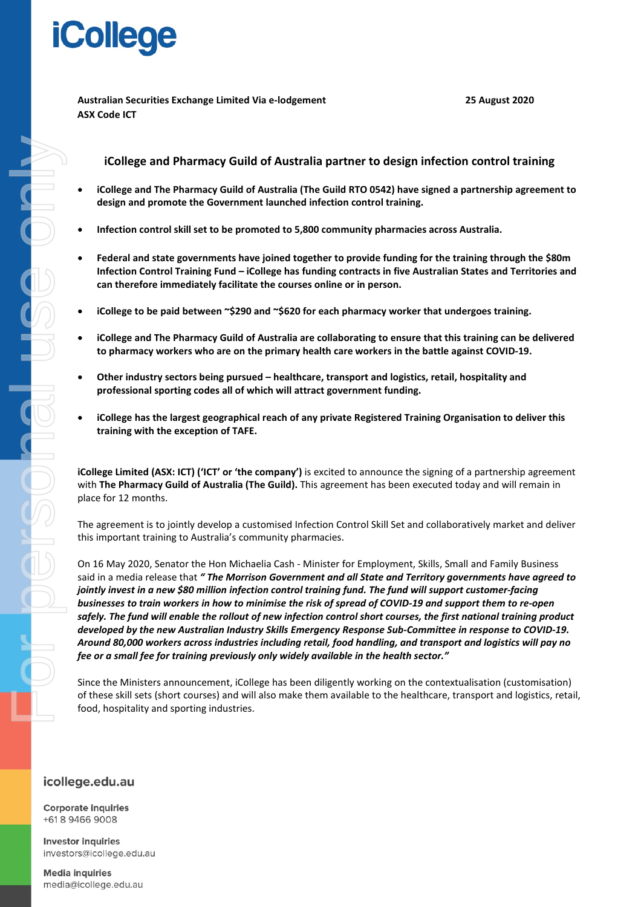# iCollege

**Australian Securities Exchange Limited Via e-lodgement** **25 August 2020**
**ASX Code ICT**

## iCollege and Pharmacy Guild of Australia partner to design infection control training

- **iCollege and The Pharmacy Guild of Australia (The Guild RTO 0542) have signed a partnership agreement to design and promote the Government launched infection control training.**
- **Infection control skill set to be promoted to 5,800 community pharmacies across Australia.**
- **Federal and state governments have joined together to provide funding for the training through the $80m Infection Control Training Fund – iCollege has funding contracts in five Australian States and Territories and can therefore immediately facilitate the courses online or in person.**
- **iCollege to be paid between ~$290 and ~$620 for each pharmacy worker that undergoes training.**
- **iCollege and The Pharmacy Guild of Australia are collaborating to ensure that this training can be delivered to pharmacy workers who are on the primary health care workers in the battle against COVID-19.**
- **Other industry sectors being pursued – healthcare, transport and logistics, retail, hospitality and professional sporting codes all of which will attract government funding.**
- **iCollege has the largest geographical reach of any private Registered Training Organisation to deliver this training with the exception of TAFE.**

**iCollege Limited (ASX: ICT) ('ICT' or 'the company')** is excited to announce the signing of a partnership agreement with **The Pharmacy Guild of Australia (The Guild).** This agreement has been executed today and will remain in place for 12 months.

The agreement is to jointly develop a customised Infection Control Skill Set and collaboratively market and deliver this important training to Australia's community pharmacies.

On 16 May 2020, Senator the Hon Michaelia Cash - Minister for Employment, Skills, Small and Family Business said in a media release that ***" The Morrison Government and all State and Territory governments have agreed to jointly invest in a new $80 million infection control training fund. The fund will support customer-facing businesses to train workers in how to minimise the risk of spread of COVID-19 and support them to re-open safely. The fund will enable the rollout of new infection control short courses, the first national training product developed by the new Australian Industry Skills Emergency Response Sub-Committee in response to COVID-19. Around 80,000 workers across industries including retail, food handling, and transport and logistics will pay no fee or a small fee for training previously only widely available in the health sector."***

Since the Ministers announcement, iCollege has been diligently working on the contextualisation (customisation) of these skill sets (short courses) and will also make them available to the healthcare, transport and logistics, retail, food, hospitality and sporting industries.

icollege.edu.au

Corporate inquiries
+61 8 9466 9008

Investor inquiries
investors@icollege.edu.au

Media inquiries
media@icollege.edu.au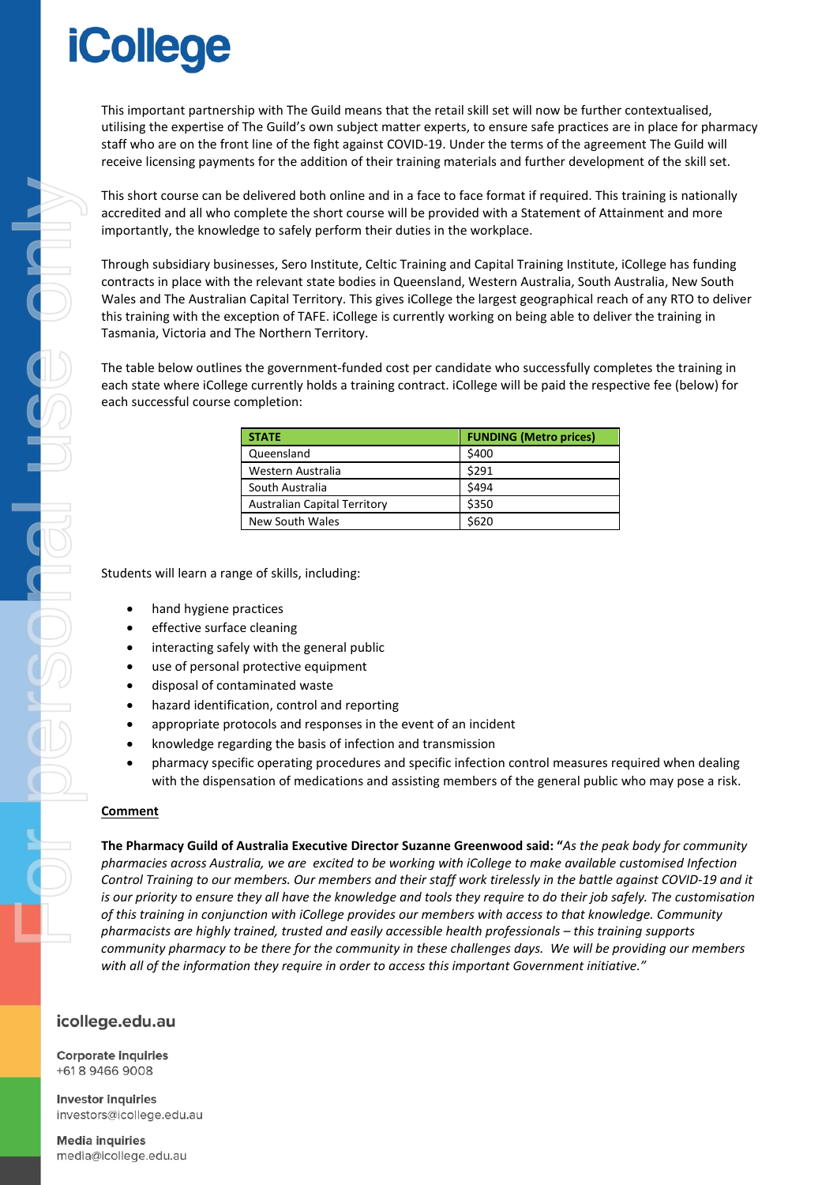This important partnership with The Guild means that the retail skill set will now be further contextualised, utilising the expertise of The Guild's own subject matter experts, to ensure safe practices are in place for pharmacy staff who are on the front line of the fight against COVID-19. Under the terms of the agreement The Guild will receive licensing payments for the addition of their training materials and further development of the skill set.

This short course can be delivered both online and in a face to face format if required. This training is nationally accredited and all who complete the short course will be provided with a Statement of Attainment and more importantly, the knowledge to safely perform their duties in the workplace.

Through subsidiary businesses, Sero Institute, Celtic Training and Capital Training Institute, iCollege has funding contracts in place with the relevant state bodies in Queensland, Western Australia, South Australia, New South Wales and The Australian Capital Territory. This gives iCollege the largest geographical reach of any RTO to deliver this training with the exception of TAFE. iCollege is currently working on being able to deliver the training in Tasmania, Victoria and The Northern Territory.

The table below outlines the government-funded cost per candidate who successfully completes the training in each state where iCollege currently holds a training contract. iCollege will be paid the respective fee (below) for each successful course completion:

| STATE | FUNDING (Metro prices) |
|---|---|
| Queensland | $400 |
| Western Australia | $291 |
| South Australia | $494 |
| Australian Capital Territory | $350 |
| New South Wales | $620 |

Students will learn a range of skills, including:

- hand hygiene practices
- effective surface cleaning
- interacting safely with the general public
- use of personal protective equipment
- disposal of contaminated waste
- hazard identification, control and reporting
- appropriate protocols and responses in the event of an incident
- knowledge regarding the basis of infection and transmission
- pharmacy specific operating procedures and specific infection control measures required when dealing with the dispensation of medications and assisting members of the general public who may pose a risk.

**Comment**

**The Pharmacy Guild of Australia Executive Director Suzanne Greenwood said: "***As the peak body for community pharmacies across Australia, we are excited to be working with iCollege to make available customised Infection Control Training to our members. Our members and their staff work tirelessly in the battle against COVID-19 and it is our priority to ensure they all have the knowledge and tools they require to do their job safely. The customisation of this training in conjunction with iCollege provides our members with access to that knowledge. Community pharmacists are highly trained, trusted and easily accessible health professionals – this training supports community pharmacy to be there for the community in these challenges days. We will be providing our members with all of the information they require in order to access this important Government initiative."*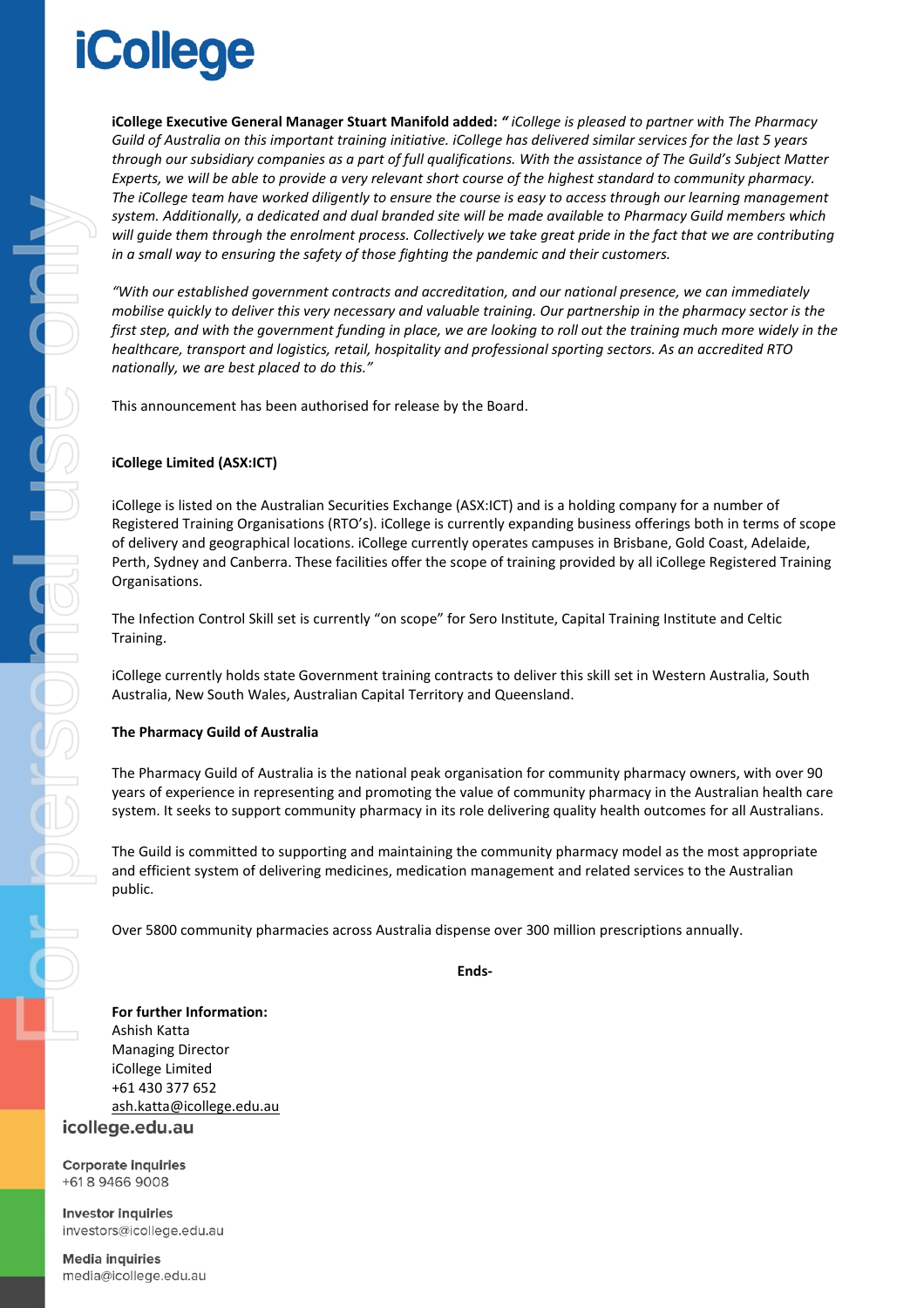**iCollege Executive General Manager Stuart Manifold added:** *"iCollege is pleased to partner with The Pharmacy Guild of Australia on this important training initiative. iCollege has delivered similar services for the last 5 years through our subsidiary companies as a part of full qualifications. With the assistance of The Guild's Subject Matter Experts, we will be able to provide a very relevant short course of the highest standard to community pharmacy. The iCollege team have worked diligently to ensure the course is easy to access through our learning management system. Additionally, a dedicated and dual branded site will be made available to Pharmacy Guild members which will guide them through the enrolment process. Collectively we take great pride in the fact that we are contributing in a small way to ensuring the safety of those fighting the pandemic and their customers.*

*"With our established government contracts and accreditation, and our national presence, we can immediately mobilise quickly to deliver this very necessary and valuable training. Our partnership in the pharmacy sector is the first step, and with the government funding in place, we are looking to roll out the training much more widely in the healthcare, transport and logistics, retail, hospitality and professional sporting sectors. As an accredited RTO nationally, we are best placed to do this."*

This announcement has been authorised for release by the Board.

**iCollege Limited (ASX:ICT)**

iCollege is listed on the Australian Securities Exchange (ASX:ICT) and is a holding company for a number of Registered Training Organisations (RTO's). iCollege is currently expanding business offerings both in terms of scope of delivery and geographical locations. iCollege currently operates campuses in Brisbane, Gold Coast, Adelaide, Perth, Sydney and Canberra. These facilities offer the scope of training provided by all iCollege Registered Training Organisations.

The Infection Control Skill set is currently "on scope" for Sero Institute, Capital Training Institute and Celtic Training.

iCollege currently holds state Government training contracts to deliver this skill set in Western Australia, South Australia, New South Wales, Australian Capital Territory and Queensland.

**The Pharmacy Guild of Australia**

The Pharmacy Guild of Australia is the national peak organisation for community pharmacy owners, with over 90 years of experience in representing and promoting the value of community pharmacy in the Australian health care system. It seeks to support community pharmacy in its role delivering quality health outcomes for all Australians.

The Guild is committed to supporting and maintaining the community pharmacy model as the most appropriate and efficient system of delivering medicines, medication management and related services to the Australian public.

Over 5800 community pharmacies across Australia dispense over 300 million prescriptions annually.

**Ends-**

**For further Information:**
Ashish Katta
Managing Director
iCollege Limited
+61 430 377 652
ash.katta@icollege.edu.au

icollege.edu.au

**Corporate inquiries**
+61 8 9466 9008

**Investor inquiries**
investors@icollege.edu.au

**Media inquiries**
media@icollege.edu.au